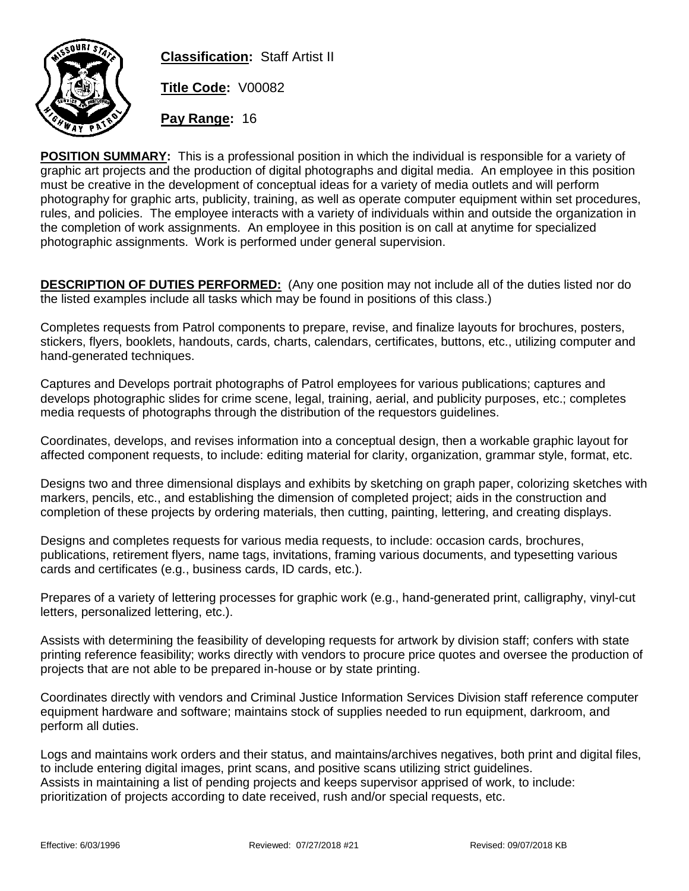**Classification:** Staff Artist II

**Title Code:** V00082

**Pay Range:** 16

**POSITION SUMMARY:** This is a professional position in which the individual is responsible for a variety of graphic art projects and the production of digital photographs and digital media. An employee in this position must be creative in the development of conceptual ideas for a variety of media outlets and will perform photography for graphic arts, publicity, training, as well as operate computer equipment within set procedures, rules, and policies. The employee interacts with a variety of individuals within and outside the organization in the completion of work assignments. An employee in this position is on call at anytime for specialized photographic assignments. Work is performed under general supervision.

**DESCRIPTION OF DUTIES PERFORMED:** (Any one position may not include all of the duties listed nor do the listed examples include all tasks which may be found in positions of this class.)

Completes requests from Patrol components to prepare, revise, and finalize layouts for brochures, posters, stickers, flyers, booklets, handouts, cards, charts, calendars, certificates, buttons, etc., utilizing computer and hand-generated techniques.

Captures and Develops portrait photographs of Patrol employees for various publications; captures and develops photographic slides for crime scene, legal, training, aerial, and publicity purposes, etc.; completes media requests of photographs through the distribution of the requestors guidelines.

Coordinates, develops, and revises information into a conceptual design, then a workable graphic layout for affected component requests, to include: editing material for clarity, organization, grammar style, format, etc.

Designs two and three dimensional displays and exhibits by sketching on graph paper, colorizing sketches with markers, pencils, etc., and establishing the dimension of completed project; aids in the construction and completion of these projects by ordering materials, then cutting, painting, lettering, and creating displays.

Designs and completes requests for various media requests, to include: occasion cards, brochures, publications, retirement flyers, name tags, invitations, framing various documents, and typesetting various cards and certificates (e.g., business cards, ID cards, etc.).

Prepares of a variety of lettering processes for graphic work (e.g., hand-generated print, calligraphy, vinyl-cut letters, personalized lettering, etc.).

Assists with determining the feasibility of developing requests for artwork by division staff; confers with state printing reference feasibility; works directly with vendors to procure price quotes and oversee the production of projects that are not able to be prepared in-house or by state printing.

Coordinates directly with vendors and Criminal Justice Information Services Division staff reference computer equipment hardware and software; maintains stock of supplies needed to run equipment, darkroom, and perform all duties.

Logs and maintains work orders and their status, and maintains/archives negatives, both print and digital files, to include entering digital images, print scans, and positive scans utilizing strict guidelines.
Assists in maintaining a list of pending projects and keeps supervisor apprised of work, to include: prioritization of projects according to date received, rush and/or special requests, etc.

Effective: 6/03/1996 Reviewed: 07/27/2018 #21 Revised: 09/07/2018 KB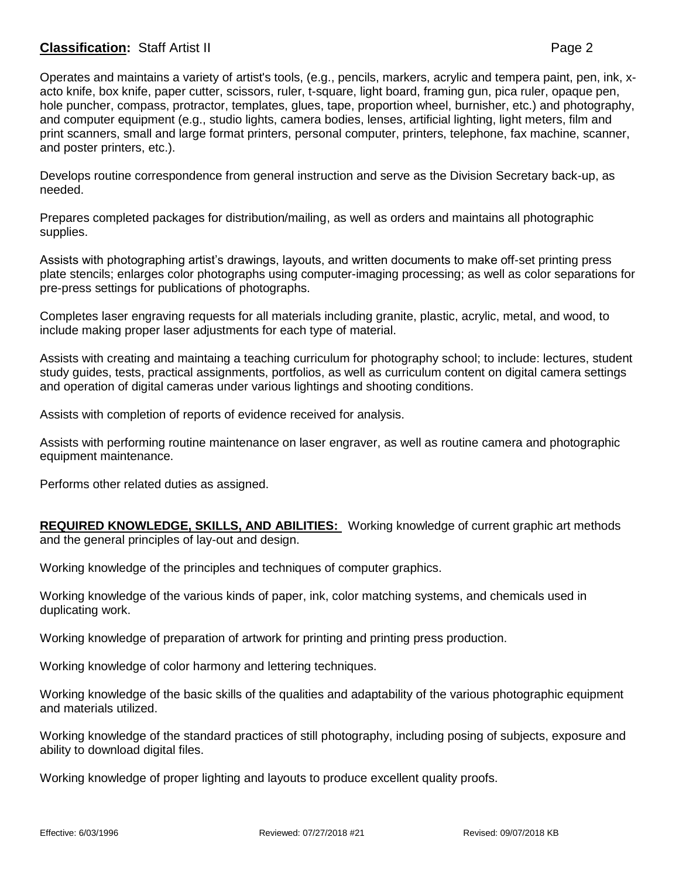Operates and maintains a variety of artist's tools, (e.g., pencils, markers, acrylic and tempera paint, pen, ink, x-acto knife, box knife, paper cutter, scissors, ruler, t-square, light board, framing gun, pica ruler, opaque pen, hole puncher, compass, protractor, templates, glues, tape, proportion wheel, burnisher, etc.) and photography, and computer equipment (e.g., studio lights, camera bodies, lenses, artificial lighting, light meters, film and print scanners, small and large format printers, personal computer, printers, telephone, fax machine, scanner, and poster printers, etc.).

Develops routine correspondence from general instruction and serve as the Division Secretary back-up, as needed.

Prepares completed packages for distribution/mailing, as well as orders and maintains all photographic supplies.

Assists with photographing artist's drawings, layouts, and written documents to make off-set printing press plate stencils; enlarges color photographs using computer-imaging processing; as well as color separations for pre-press settings for publications of photographs.

Completes laser engraving requests for all materials including granite, plastic, acrylic, metal, and wood, to include making proper laser adjustments for each type of material.

Assists with creating and maintaing a teaching curriculum for photography school; to include: lectures, student study guides, tests, practical assignments, portfolios, as well as curriculum content on digital camera settings and operation of digital cameras under various lightings and shooting conditions.

Assists with completion of reports of evidence received for analysis.

Assists with performing routine maintenance on laser engraver, as well as routine camera and photographic equipment maintenance.

Performs other related duties as assigned.

**REQUIRED KNOWLEDGE, SKILLS, AND ABILITIES:** Working knowledge of current graphic art methods and the general principles of lay-out and design.

Working knowledge of the principles and techniques of computer graphics.

Working knowledge of the various kinds of paper, ink, color matching systems, and chemicals used in duplicating work.

Working knowledge of preparation of artwork for printing and printing press production.

Working knowledge of color harmony and lettering techniques.

Working knowledge of the basic skills of the qualities and adaptability of the various photographic equipment and materials utilized.

Working knowledge of the standard practices of still photography, including posing of subjects, exposure and ability to download digital files.

Working knowledge of proper lighting and layouts to produce excellent quality proofs.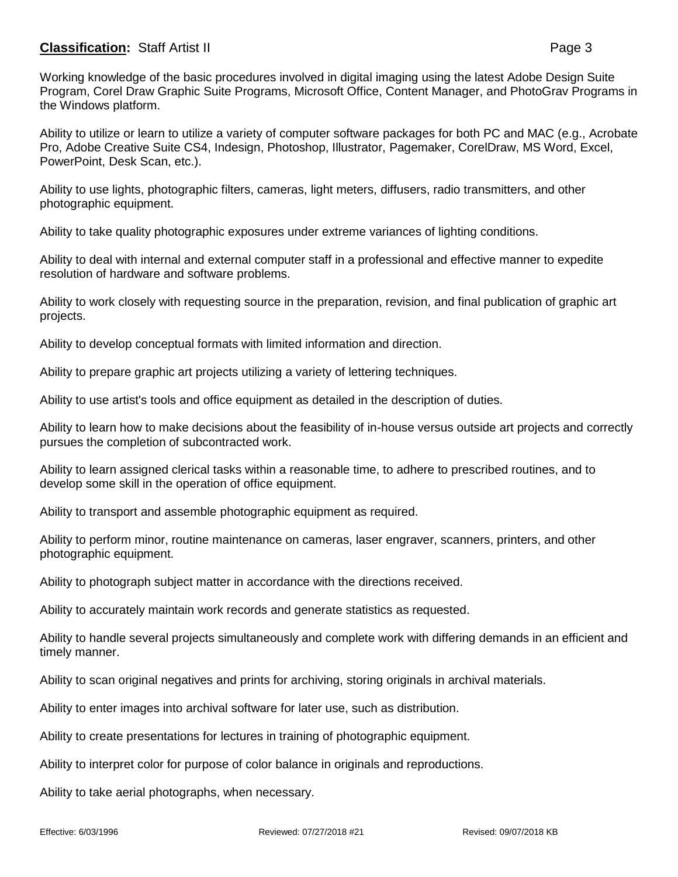Working knowledge of the basic procedures involved in digital imaging using the latest Adobe Design Suite Program, Corel Draw Graphic Suite Programs, Microsoft Office, Content Manager, and PhotoGrav Programs in the Windows platform.

Ability to utilize or learn to utilize a variety of computer software packages for both PC and MAC (e.g., Acrobate Pro, Adobe Creative Suite CS4, Indesign, Photoshop, Illustrator, Pagemaker, CorelDraw, MS Word, Excel, PowerPoint, Desk Scan, etc.).

Ability to use lights, photographic filters, cameras, light meters, diffusers, radio transmitters, and other photographic equipment.

Ability to take quality photographic exposures under extreme variances of lighting conditions.

Ability to deal with internal and external computer staff in a professional and effective manner to expedite resolution of hardware and software problems.

Ability to work closely with requesting source in the preparation, revision, and final publication of graphic art projects.

Ability to develop conceptual formats with limited information and direction.

Ability to prepare graphic art projects utilizing a variety of lettering techniques.

Ability to use artist's tools and office equipment as detailed in the description of duties.

Ability to learn how to make decisions about the feasibility of in-house versus outside art projects and correctly pursues the completion of subcontracted work.

Ability to learn assigned clerical tasks within a reasonable time, to adhere to prescribed routines, and to develop some skill in the operation of office equipment.

Ability to transport and assemble photographic equipment as required.

Ability to perform minor, routine maintenance on cameras, laser engraver, scanners, printers, and other photographic equipment.

Ability to photograph subject matter in accordance with the directions received.

Ability to accurately maintain work records and generate statistics as requested.

Ability to handle several projects simultaneously and complete work with differing demands in an efficient and timely manner.

Ability to scan original negatives and prints for archiving, storing originals in archival materials.

Ability to enter images into archival software for later use, such as distribution.

Ability to create presentations for lectures in training of photographic equipment.

Ability to interpret color for purpose of color balance in originals and reproductions.

Ability to take aerial photographs, when necessary.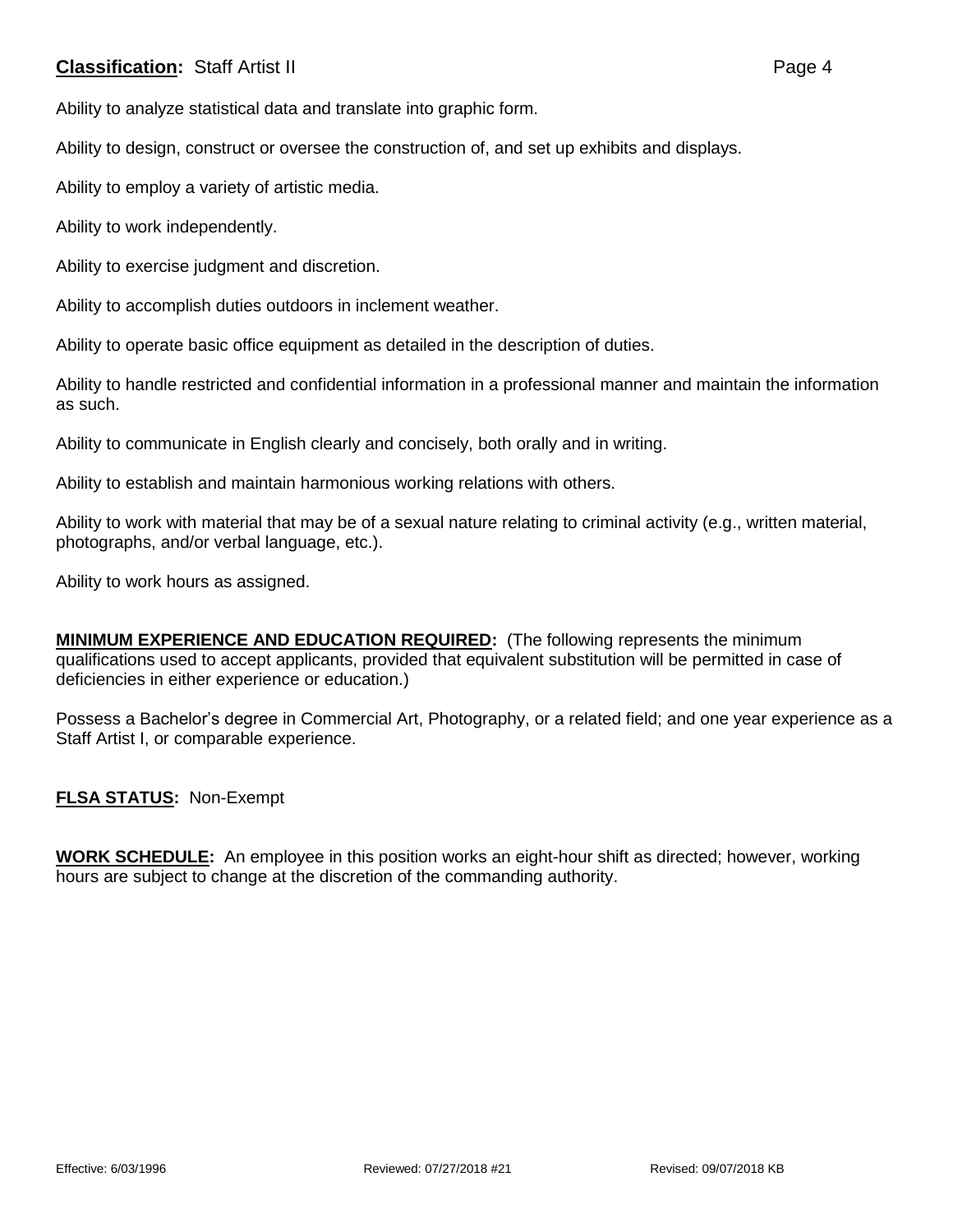Ability to analyze statistical data and translate into graphic form.

Ability to design, construct or oversee the construction of, and set up exhibits and displays.

Ability to employ a variety of artistic media.

Ability to work independently.

Ability to exercise judgment and discretion.

Ability to accomplish duties outdoors in inclement weather.

Ability to operate basic office equipment as detailed in the description of duties.

Ability to handle restricted and confidential information in a professional manner and maintain the information as such.

Ability to communicate in English clearly and concisely, both orally and in writing.

Ability to establish and maintain harmonious working relations with others.

Ability to work with material that may be of a sexual nature relating to criminal activity (e.g., written material, photographs, and/or verbal language, etc.).

Ability to work hours as assigned.

**MINIMUM EXPERIENCE AND EDUCATION REQUIRED:** (The following represents the minimum qualifications used to accept applicants, provided that equivalent substitution will be permitted in case of deficiencies in either experience or education.)

Possess a Bachelor's degree in Commercial Art, Photography, or a related field; and one year experience as a Staff Artist I, or comparable experience.

**FLSA STATUS:** Non-Exempt

**WORK SCHEDULE:** An employee in this position works an eight-hour shift as directed; however, working hours are subject to change at the discretion of the commanding authority.